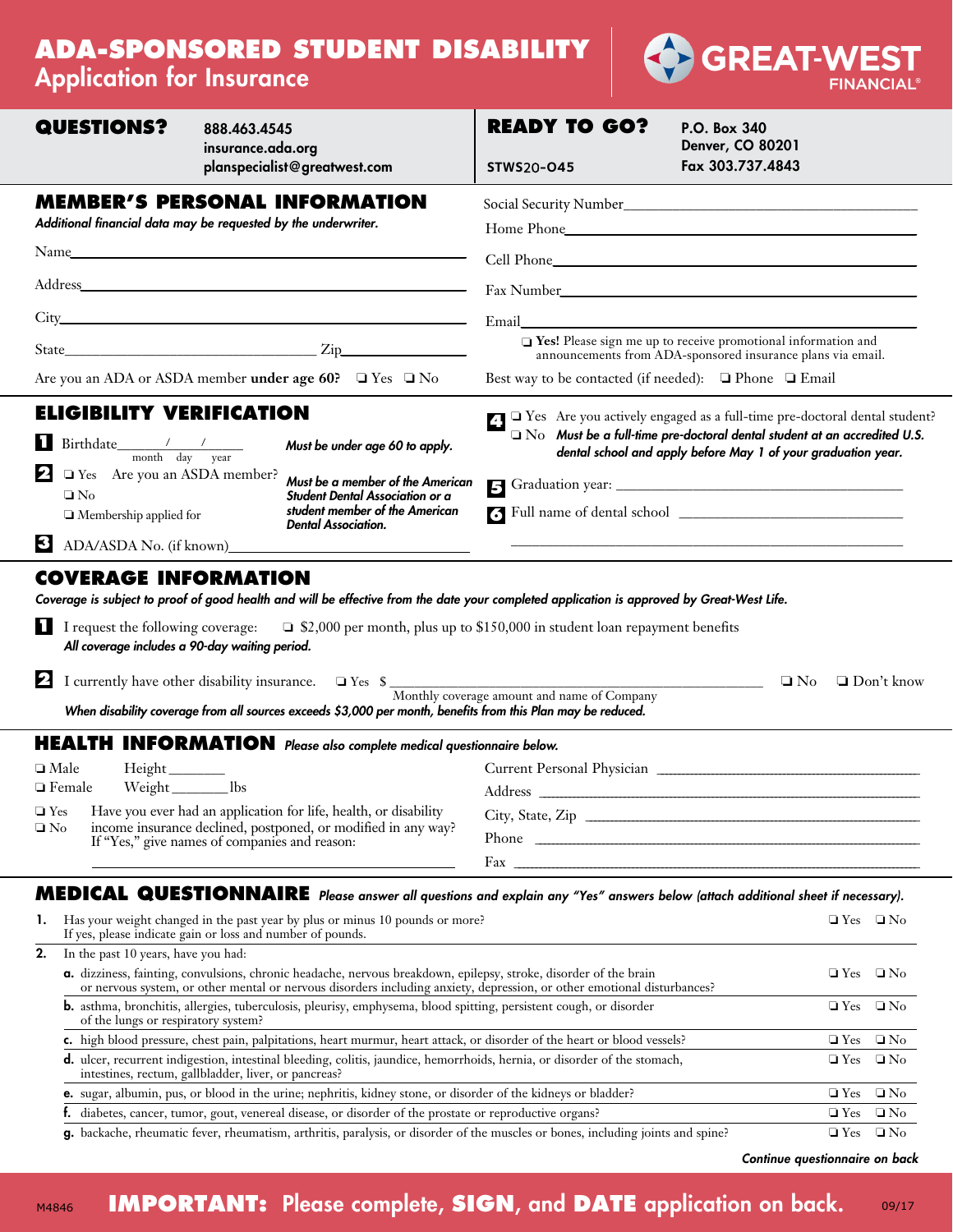# ADA-SPONSORED STUDENT DISABILITY
## Application for Insurance

GREAT-WEST FINANCIAL®

**QUESTIONS?** 888.463.4545
insurance.ada.org
planspecialist@greatwest.com

**READY TO GO?** P.O. Box 340
Denver, CO 80201
Fax 303.737.4843

STWS20-045

## MEMBER'S PERSONAL INFORMATION

*Additional financial data may be requested by the underwriter.*

Name___________________________

Address___________________________

City___________________________

State_______________ Zip_______________

Are you an ADA or ASDA member **under age 60?** ❑ Yes ❑ No

Social Security Number___________________________

Home Phone___________________________

Cell Phone___________________________

Fax Number___________________________

Email___________________________

❑ **Yes!** Please sign me up to receive promotional information and announcements from ADA-sponsored insurance plans via email.

Best way to be contacted (if needed): ❑ Phone ❑ Email

## ELIGIBILITY VERIFICATION

**1** Birthdate_____/_____/_____ (month day year) — *Must be under age 60 to apply.*

**2** ❑ Yes ❑ No ❑ Membership applied for — Are you an ASDA member? — *Must be a member of the American Student Dental Association or a student member of the American Dental Association.*

**3** ADA/ASDA No. (if known)___________________________

**4** ❑ Yes ❑ No — Are you actively engaged as a full-time pre-doctoral dental student? *Must be a full-time pre-doctoral dental student at an accredited U.S. dental school and apply before May 1 of your graduation year.*

**5** Graduation year: ___________________________

**6** Full name of dental school ___________________________

## COVERAGE INFORMATION

*Coverage is subject to proof of good health and will be effective from the date your completed application is approved by Great-West Life.*

**1** I request the following coverage: ❑ $2,000 per month, plus up to $150,000 in student loan repayment benefits

*All coverage includes a 90-day waiting period.*

**2** I currently have other disability insurance. ❑ Yes $___________________________ (Monthly coverage amount and name of Company) ❑ No ❑ Don't know

*When disability coverage from all sources exceeds $3,000 per month, benefits from this Plan may be reduced.*

## HEALTH INFORMATION *Please also complete medical questionnaire below.*

❑ Male Height_______

❑ Female Weight_______lbs

❑ Yes ❑ No — Have you ever had an application for life, health, or disability income insurance declined, postponed, or modified in any way? If "Yes," give names of companies and reason:

___________________________

Current Personal Physician ___________________________

Address ___________________________

City, State, Zip ___________________________

Phone ___________________________

Fax ___________________________

## MEDICAL QUESTIONNAIRE *Please answer all questions and explain any "Yes" answers below (attach additional sheet if necessary).*

**1.** Has your weight changed in the past year by plus or minus 10 pounds or more? If yes, please indicate gain or loss and number of pounds. ❑ Yes ❑ No

**2.** In the past 10 years, have you had:

- **a.** dizziness, fainting, convulsions, chronic headache, nervous breakdown, epilepsy, stroke, disorder of the brain or nervous system, or other mental or nervous disorders including anxiety, depression, or other emotional disturbances? ❑ Yes ❑ No
- **b.** asthma, bronchitis, allergies, tuberculosis, pleurisy, emphysema, blood spitting, persistent cough, or disorder of the lungs or respiratory system? ❑ Yes ❑ No
- **c.** high blood pressure, chest pain, palpitations, heart murmur, heart attack, or disorder of the heart or blood vessels? ❑ Yes ❑ No
- **d.** ulcer, recurrent indigestion, intestinal bleeding, colitis, jaundice, hemorrhoids, hernia, or disorder of the stomach, intestines, rectum, gallbladder, liver, or pancreas? ❑ Yes ❑ No
- **e.** sugar, albumin, pus, or blood in the urine; nephritis, kidney stone, or disorder of the kidneys or bladder? ❑ Yes ❑ No
- **f.** diabetes, cancer, tumor, gout, venereal disease, or disorder of the prostate or reproductive organs? ❑ Yes ❑ No
- **g.** backache, rheumatic fever, rheumatism, arthritis, paralysis, or disorder of the muscles or bones, including joints and spine? ❑ Yes ❑ No

*Continue questionnaire on back*

M4846 **IMPORTANT:** Please complete, **SIGN**, and **DATE** application on back. 09/17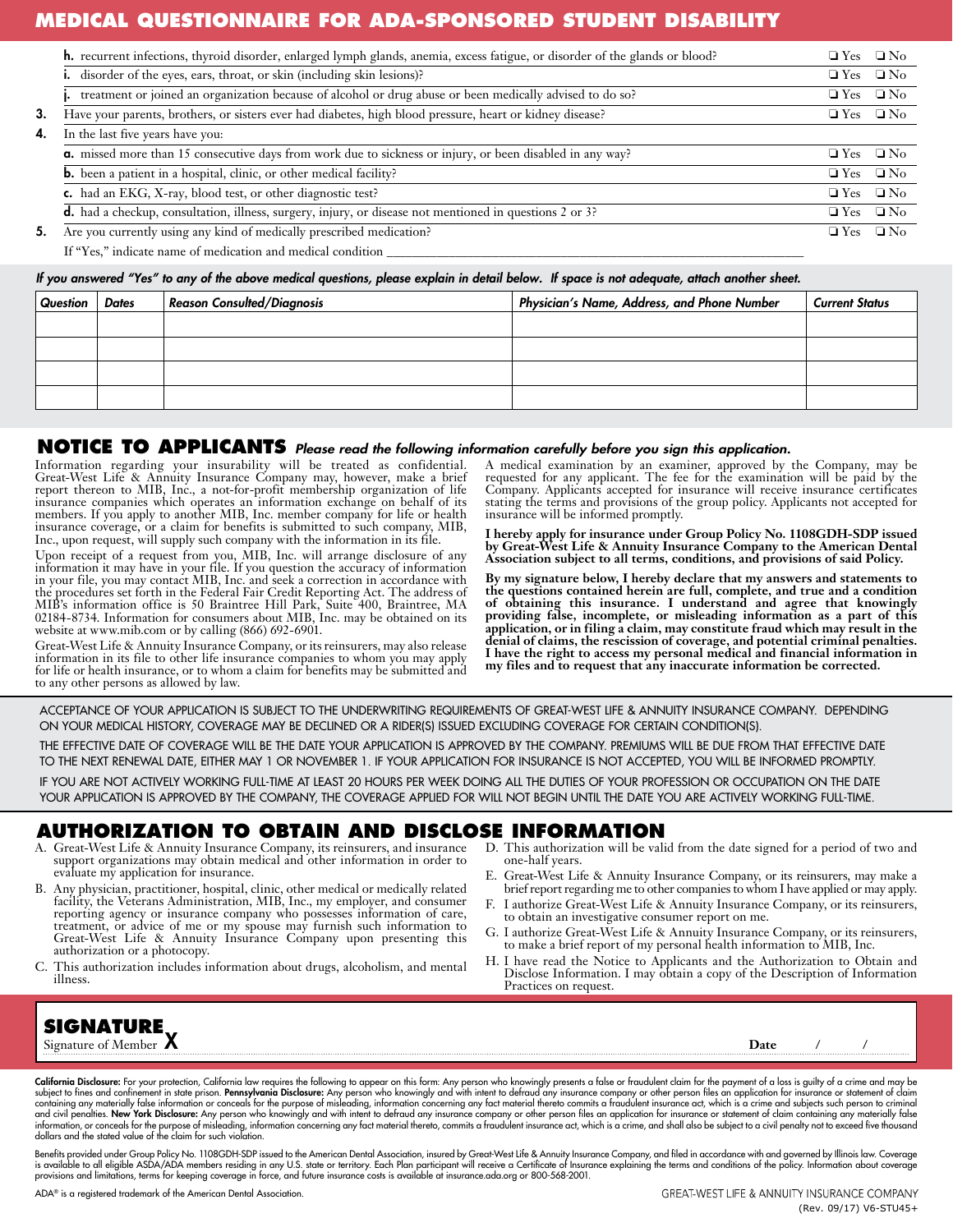# MEDICAL QUESTIONNAIRE FOR ADA-SPONSORED STUDENT DISABILITY

| | | |
|---|---|---|
| | **h.** recurrent infections, thyroid disorder, enlarged lymph glands, anemia, excess fatigue, or disorder of the glands or blood? | ❑ Yes ❑ No |
| | **i.** disorder of the eyes, ears, throat, or skin (including skin lesions)? | ❑ Yes ❑ No |
| | **j.** treatment or joined an organization because of alcohol or drug abuse or been medically advised to do so? | ❑ Yes ❑ No |
| **3.** | Have your parents, brothers, or sisters ever had diabetes, high blood pressure, heart or kidney disease? | ❑ Yes ❑ No |
| **4.** | In the last five years have you: | |
| | **a.** missed more than 15 consecutive days from work due to sickness or injury, or been disabled in any way? | ❑ Yes ❑ No |
| | **b.** been a patient in a hospital, clinic, or other medical facility? | ❑ Yes ❑ No |
| | **c.** had an EKG, X-ray, blood test, or other diagnostic test? | ❑ Yes ❑ No |
| | **d.** had a checkup, consultation, illness, surgery, injury, or disease not mentioned in questions 2 or 3? | ❑ Yes ❑ No |
| **5.** | Are you currently using any kind of medically prescribed medication? | ❑ Yes ❑ No |
| | If "Yes," indicate name of medication and medical condition ______________________________ | |

*If you answered "Yes" to any of the above medical questions, please explain in detail below. If space is not adequate, attach another sheet.*

| *Question* | *Dates* | *Reason Consulted/Diagnosis* | *Physician's Name, Address, and Phone Number* | *Current Status* |
|---|---|---|---|---|
| | | | | |
| | | | | |
| | | | | |
| | | | | |

## NOTICE TO APPLICANTS *Please read the following information carefully before you sign this application.*

Information regarding your insurability will be treated as confidential. Great-West Life & Annuity Insurance Company may, however, make a brief report thereon to MIB, Inc., a not-for-profit membership organization of life insurance companies which operates an information exchange on behalf of its members. If you apply to another MIB, Inc. member company for life or health insurance coverage, or a claim for benefits is submitted to such company, MIB, Inc., upon request, will supply such company with the information in its file.

Upon receipt of a request from you, MIB, Inc. will arrange disclosure of any information it may have in your file. If you question the accuracy of information in your file, you may contact MIB, Inc. and seek a correction in accordance with the procedures set forth in the Federal Fair Credit Reporting Act. The address of MIB's information office is 50 Braintree Hill Park, Suite 400, Braintree, MA 02184-8734. Information for consumers about MIB, Inc. may be obtained on its website at www.mib.com or by calling (866) 692-6901.

Great-West Life & Annuity Insurance Company, or its reinsurers, may also release information in its file to other life insurance companies to whom you may apply for life or health insurance, or to whom a claim for benefits may be submitted and to any other persons as allowed by law.

A medical examination by an examiner, approved by the Company, may be requested for any applicant. The fee for the examination will be paid by the Company. Applicants accepted for insurance will receive insurance certificates stating the terms and provisions of the group policy. Applicants not accepted for insurance will be informed promptly.

**I hereby apply for insurance under Group Policy No. 1108GDH-SDP issued by Great-West Life & Annuity Insurance Company to the American Dental Association subject to all terms, conditions, and provisions of said Policy.**

**By my signature below, I hereby declare that my answers and statements to the questions contained herein are full, complete, and true and a condition of obtaining this insurance. I understand and agree that knowingly providing false, incomplete, or misleading information as a part of this application, or in filing a claim, may constitute fraud which may result in the denial of claims, the rescission of coverage, and potential criminal penalties. I have the right to access my personal medical and financial information in my files and to request that any inaccurate information be corrected.**

ACCEPTANCE OF YOUR APPLICATION IS SUBJECT TO THE UNDERWRITING REQUIREMENTS OF GREAT-WEST LIFE & ANNUITY INSURANCE COMPANY. DEPENDING ON YOUR MEDICAL HISTORY, COVERAGE MAY BE DECLINED OR A RIDER(S) ISSUED EXCLUDING COVERAGE FOR CERTAIN CONDITION(S).

THE EFFECTIVE DATE OF COVERAGE WILL BE THE DATE YOUR APPLICATION IS APPROVED BY THE COMPANY. PREMIUMS WILL BE DUE FROM THAT EFFECTIVE DATE TO THE NEXT RENEWAL DATE, EITHER MAY 1 OR NOVEMBER 1. IF YOUR APPLICATION FOR INSURANCE IS NOT ACCEPTED, YOU WILL BE INFORMED PROMPTLY.

IF YOU ARE NOT ACTIVELY WORKING FULL-TIME AT LEAST 20 HOURS PER WEEK DOING ALL THE DUTIES OF YOUR PROFESSION OR OCCUPATION ON THE DATE YOUR APPLICATION IS APPROVED BY THE COMPANY, THE COVERAGE APPLIED FOR WILL NOT BEGIN UNTIL THE DATE YOU ARE ACTIVELY WORKING FULL-TIME.

## AUTHORIZATION TO OBTAIN AND DISCLOSE INFORMATION

A. Great-West Life & Annuity Insurance Company, its reinsurers, and insurance support organizations may obtain medical and other information in order to evaluate my application for insurance.

B. Any physician, practitioner, hospital, clinic, other medical or medically related facility, the Veterans Administration, MIB, Inc., my employer, and consumer reporting agency or insurance company who possesses information of care, treatment, or advice of me or my spouse may furnish such information to Great-West Life & Annuity Insurance Company upon presenting this authorization or a photocopy.

C. This authorization includes information about drugs, alcoholism, and mental illness.

D. This authorization will be valid from the date signed for a period of two and one-half years.

E. Great-West Life & Annuity Insurance Company, or its reinsurers, may make a brief report regarding me to other companies to whom I have applied or may apply.

F. I authorize Great-West Life & Annuity Insurance Company, or its reinsurers, to obtain an investigative consumer report on me.

G. I authorize Great-West Life & Annuity Insurance Company, or its reinsurers, to make a brief report of my personal health information to MIB, Inc.

H. I have read the Notice to Applicants and the Authorization to Obtain and Disclose Information. I may obtain a copy of the Description of Information Practices on request.

## SIGNATURE

Signature of Member **X** ______________________________ **Date** / /

**California Disclosure:** For your protection, California law requires the following to appear on this form: Any person who knowingly presents a false or fraudulent claim for the payment of a loss is guilty of a crime and may be subject to fines and confinement in state prison. **Pennsylvania Disclosure:** Any person who knowingly and with intent to defraud any insurance company or other person files an application for insurance or statement of claim containing any materially false information or conceals for the purpose of misleading, information concerning any fact material thereto commits a fraudulent insurance act, which is a crime and subjects such person to criminal and civil penalties. **New York Disclosure:** Any person who knowingly and with intent to defraud any insurance company or other person files an application for insurance or statement of claim containing any materially false information, or conceals for the purpose of misleading, information concerning any fact material thereto, commits a fraudulent insurance act, which is a crime, and shall also be subject to a civil penalty not to exceed five thousand dollars and the stated value of the claim for such violation.

Benefits provided under Group Policy No. 1108GDH-SDP issued to the American Dental Association, insured by Great-West Life & Annuity Insurance Company, and filed in accordance with and governed by Illinois law. Coverage is available to all eligible ASDA/ADA members residing in any U.S. state or territory. Each Plan participant will receive a Certificate of Insurance explaining the terms and conditions of the policy. Information about coverage provisions and limitations, terms for keeping coverage in force, and future insurance costs is available at insurance.ada.org or 800-568-2001.

ADA® is a registered trademark of the American Dental Association.

GREAT-WEST LIFE & ANNUITY INSURANCE COMPANY
(Rev. 09/17) V6-STU45+